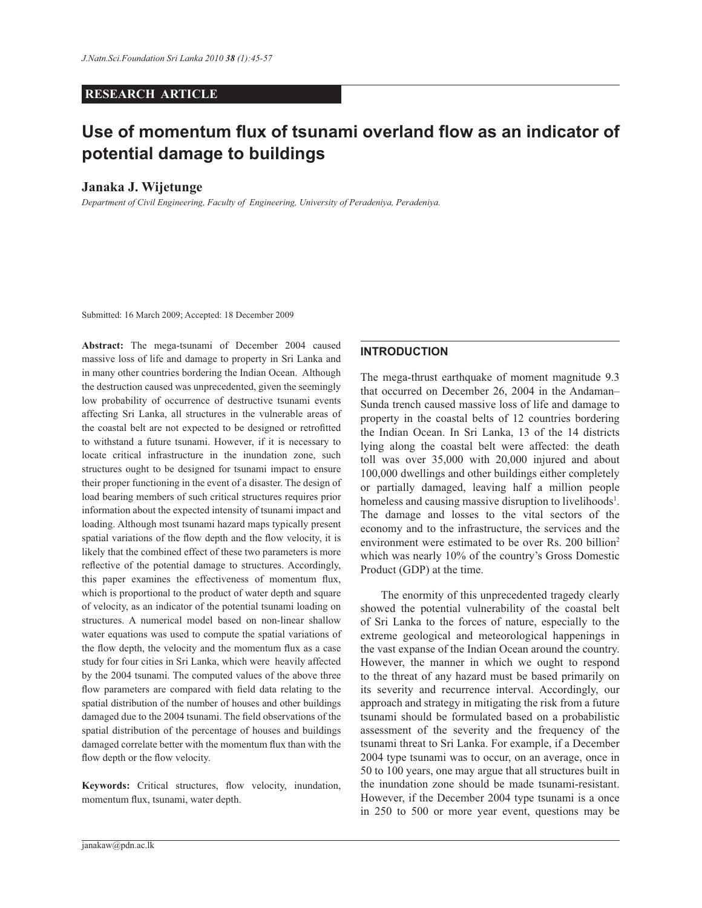**RESEARCH ARTICLE**

# Use of momentum flux of tsunami overland flow as an indicator of potential damage to buildings

**Janaka J. Wijetunge**

*Department of Civil Engineering, Faculty of Engineering, University of Peradeniya, Peradeniya.*

Submitted: 16 March 2009; Accepted: 18 December 2009

**Abstract:** The mega-tsunami of December 2004 caused massive loss of life and damage to property in Sri Lanka and in many other countries bordering the Indian Ocean. Although the destruction caused was unprecedented, given the seemingly low probability of occurrence of destructive tsunami events affecting Sri Lanka, all structures in the vulnerable areas of the coastal belt are not expected to be designed or retrofitted to withstand a future tsunami. However, if it is necessary to locate critical infrastructure in the inundation zone, such structures ought to be designed for tsunami impact to ensure their proper functioning in the event of a disaster. The design of load bearing members of such critical structures requires prior information about the expected intensity of tsunami impact and loading. Although most tsunami hazard maps typically present spatial variations of the flow depth and the flow velocity, it is likely that the combined effect of these two parameters is more reflective of the potential damage to structures. Accordingly, this paper examines the effectiveness of momentum flux, which is proportional to the product of water depth and square of velocity, as an indicator of the potential tsunami loading on structures. A numerical model based on non-linear shallow water equations was used to compute the spatial variations of the flow depth, the velocity and the momentum flux as a case study for four cities in Sri Lanka, which were heavily affected by the 2004 tsunami. The computed values of the above three flow parameters are compared with field data relating to the spatial distribution of the number of houses and other buildings damaged due to the 2004 tsunami. The field observations of the spatial distribution of the percentage of houses and buildings damaged correlate better with the momentum flux than with the flow depth or the flow velocity.

**Keywords:** Critical structures, flow velocity, inundation, momentum flux, tsunami, water depth.

## INTRODUCTION

The mega-thrust earthquake of moment magnitude 9.3 that occurred on December 26, 2004 in the Andaman–Sunda trench caused massive loss of life and damage to property in the coastal belts of 12 countries bordering the Indian Ocean. In Sri Lanka, 13 of the 14 districts lying along the coastal belt were affected: the death toll was over 35,000 with 20,000 injured and about 100,000 dwellings and other buildings either completely or partially damaged, leaving half a million people homeless and causing massive disruption to livelihoods[1]. The damage and losses to the vital sectors of the economy and to the infrastructure, the services and the environment were estimated to be over Rs. 200 billion[2] which was nearly 10% of the country's Gross Domestic Product (GDP) at the time.

The enormity of this unprecedented tragedy clearly showed the potential vulnerability of the coastal belt of Sri Lanka to the forces of nature, especially to the extreme geological and meteorological happenings in the vast expanse of the Indian Ocean around the country. However, the manner in which we ought to respond to the threat of any hazard must be based primarily on its severity and recurrence interval. Accordingly, our approach and strategy in mitigating the risk from a future tsunami should be formulated based on a probabilistic assessment of the severity and the frequency of the tsunami threat to Sri Lanka. For example, if a December 2004 type tsunami was to occur, on an average, once in 50 to 100 years, one may argue that all structures built in the inundation zone should be made tsunami-resistant. However, if the December 2004 type tsunami is a once in 250 to 500 or more year event, questions may be

janakaw@pdn.ac.lk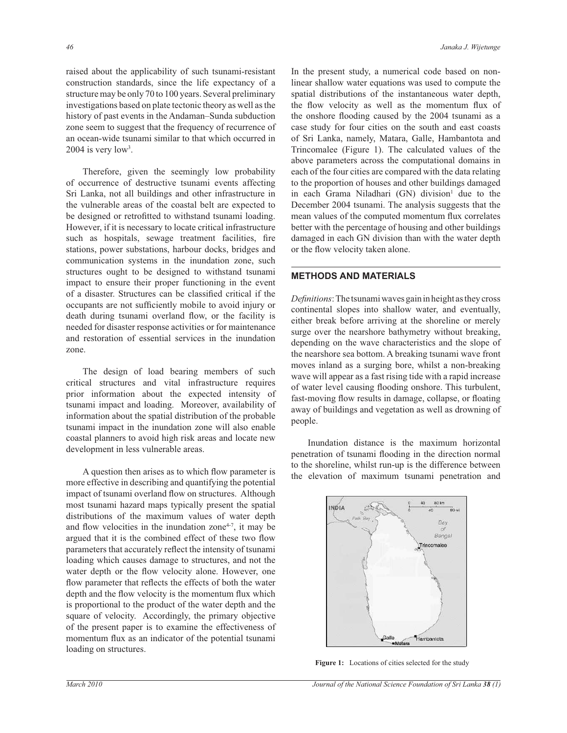raised about the applicability of such tsunami-resistant construction standards, since the life expectancy of a structure may be only 70 to 100 years. Several preliminary investigations based on plate tectonic theory as well as the history of past events in the Andaman–Sunda subduction zone seem to suggest that the frequency of recurrence of an ocean-wide tsunami similar to that which occurred in 2004 is very low[3].

Therefore, given the seemingly low probability of occurrence of destructive tsunami events affecting Sri Lanka, not all buildings and other infrastructure in the vulnerable areas of the coastal belt are expected to be designed or retrofitted to withstand tsunami loading. However, if it is necessary to locate critical infrastructure such as hospitals, sewage treatment facilities, fire stations, power substations, harbour docks, bridges and communication systems in the inundation zone, such structures ought to be designed to withstand tsunami impact to ensure their proper functioning in the event of a disaster. Structures can be classified critical if the occupants are not sufficiently mobile to avoid injury or death during tsunami overland flow, or the facility is needed for disaster response activities or for maintenance and restoration of essential services in the inundation zone.

The design of load bearing members of such critical structures and vital infrastructure requires prior information about the expected intensity of tsunami impact and loading. Moreover, availability of information about the spatial distribution of the probable tsunami impact in the inundation zone will also enable coastal planners to avoid high risk areas and locate new development in less vulnerable areas.

A question then arises as to which flow parameter is more effective in describing and quantifying the potential impact of tsunami overland flow on structures. Although most tsunami hazard maps typically present the spatial distributions of the maximum values of water depth and flow velocities in the inundation zone[4-7], it may be argued that it is the combined effect of these two flow parameters that accurately reflect the intensity of tsunami loading which causes damage to structures, and not the water depth or the flow velocity alone. However, one flow parameter that reflects the effects of both the water depth and the flow velocity is the momentum flux which is proportional to the product of the water depth and the square of velocity. Accordingly, the primary objective of the present paper is to examine the effectiveness of momentum flux as an indicator of the potential tsunami loading on structures.

In the present study, a numerical code based on non-linear shallow water equations was used to compute the spatial distributions of the instantaneous water depth, the flow velocity as well as the momentum flux of the onshore flooding caused by the 2004 tsunami as a case study for four cities on the south and east coasts of Sri Lanka, namely, Matara, Galle, Hambantota and Trincomalee (Figure 1). The calculated values of the above parameters across the computational domains in each of the four cities are compared with the data relating to the proportion of houses and other buildings damaged in each Grama Niladhari (GN) division[1] due to the December 2004 tsunami. The analysis suggests that the mean values of the computed momentum flux correlates better with the percentage of housing and other buildings damaged in each GN division than with the water depth or the flow velocity taken alone.

## METHODS AND MATERIALS

*Definitions*: The tsunami waves gain in height as they cross continental slopes into shallow water, and eventually, either break before arriving at the shoreline or merely surge over the nearshore bathymetry without breaking, depending on the wave characteristics and the slope of the nearshore sea bottom. A breaking tsunami wave front moves inland as a surging bore, whilst a non-breaking wave will appear as a fast rising tide with a rapid increase of water level causing flooding onshore. This turbulent, fast-moving flow results in damage, collapse, or floating away of buildings and vegetation as well as drowning of people.

Inundation distance is the maximum horizontal penetration of tsunami flooding in the direction normal to the shoreline, whilst run-up is the difference between the elevation of maximum tsunami penetration and

**Figure 1:** Locations of cities selected for the study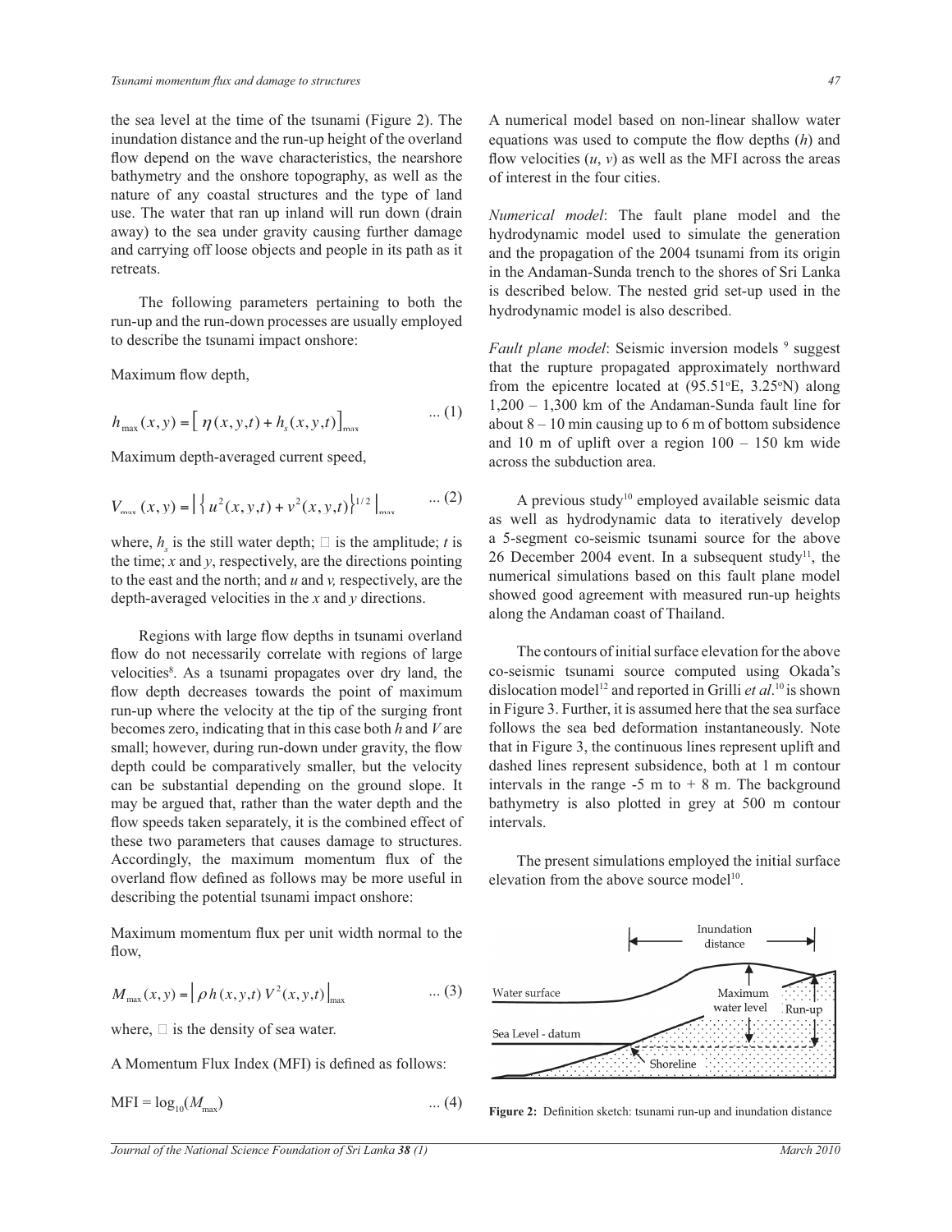the sea level at the time of the tsunami (Figure 2). The inundation distance and the run-up height of the overland flow depend on the wave characteristics, the nearshore bathymetry and the onshore topography, as well as the nature of any coastal structures and the type of land use. The water that ran up inland will run down (drain away) to the sea under gravity causing further damage and carrying off loose objects and people in its path as it retreats.

The following parameters pertaining to both the run-up and the run-down processes are usually employed to describe the tsunami impact onshore:

Maximum flow depth,

$$h_{\max}(x,y) = \left[\,\eta(x,y,t) + h_s(x,y,t)\right]_{\max} \qquad \text{... (1)}$$

Maximum depth-averaged current speed,

$$V_{\max}(x,y) = \left|\left\{u^2(x,y,t) + v^2(x,y,t)\right\}^{1/2}\right|_{\max} \qquad \text{... (2)}$$

where, $h_s$ is the still water depth; $\eta$ is the amplitude; $t$ is the time; $x$ and $y$, respectively, are the directions pointing to the east and the north; and $u$ and $v$, respectively, are the depth-averaged velocities in the $x$ and $y$ directions.

Regions with large flow depths in tsunami overland flow do not necessarily correlate with regions of large velocities[8]. As a tsunami propagates over dry land, the flow depth decreases towards the point of maximum run-up where the velocity at the tip of the surging front becomes zero, indicating that in this case both $h$ and $V$ are small; however, during run-down under gravity, the flow depth could be comparatively smaller, but the velocity can be substantial depending on the ground slope. It may be argued that, rather than the water depth and the flow speeds taken separately, it is the combined effect of these two parameters that causes damage to structures. Accordingly, the maximum momentum flux of the overland flow defined as follows may be more useful in describing the potential tsunami impact onshore:

Maximum momentum flux per unit width normal to the flow,

$$M_{\max}(x,y) = \left|\,\rho\, h(x,y,t)\, V^2(x,y,t)\right|_{\max} \qquad \text{... (3)}$$

where, $\rho$ is the density of sea water.

A Momentum Flux Index (MFI) is defined as follows:

$$\text{MFI} = \log_{10}(M_{\max}) \qquad \text{... (4)}$$

A numerical model based on non-linear shallow water equations was used to compute the flow depths ($h$) and flow velocities ($u$, $v$) as well as the MFI across the areas of interest in the four cities.

*Numerical model*: The fault plane model and the hydrodynamic model used to simulate the generation and the propagation of the 2004 tsunami from its origin in the Andaman-Sunda trench to the shores of Sri Lanka is described below. The nested grid set-up used in the hydrodynamic model is also described.

*Fault plane model*: Seismic inversion models [9] suggest that the rupture propagated approximately northward from the epicentre located at (95.51°E, 3.25°N) along 1,200 – 1,300 km of the Andaman-Sunda fault line for about 8 – 10 min causing up to 6 m of bottom subsidence and 10 m of uplift over a region 100 – 150 km wide across the subduction area.

A previous study[10] employed available seismic data as well as hydrodynamic data to iteratively develop a 5-segment co-seismic tsunami source for the above 26 December 2004 event. In a subsequent study[11], the numerical simulations based on this fault plane model showed good agreement with measured run-up heights along the Andaman coast of Thailand.

The contours of initial surface elevation for the above co-seismic tsunami source computed using Okada's dislocation model[12] and reported in Grilli *et al*.[10] is shown in Figure 3. Further, it is assumed here that the sea surface follows the sea bed deformation instantaneously. Note that in Figure 3, the continuous lines represent uplift and dashed lines represent subsidence, both at 1 m contour intervals in the range -5 m to + 8 m. The background bathymetry is also plotted in grey at 500 m contour intervals.

The present simulations employed the initial surface elevation from the above source model[10].

**Figure 2:** Definition sketch: tsunami run-up and inundation distance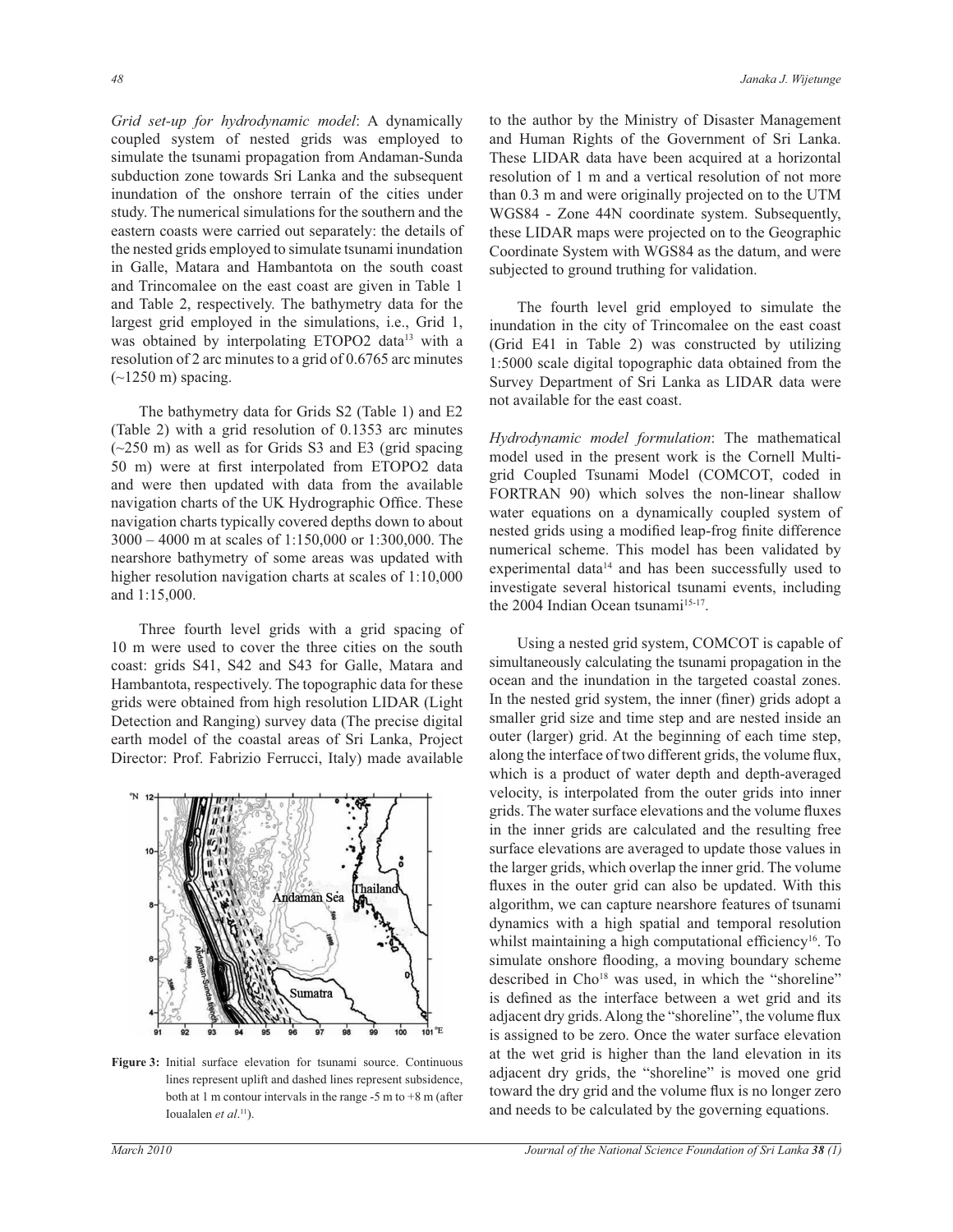*Grid set-up for hydrodynamic model*: A dynamically coupled system of nested grids was employed to simulate the tsunami propagation from Andaman-Sunda subduction zone towards Sri Lanka and the subsequent inundation of the onshore terrain of the cities under study. The numerical simulations for the southern and the eastern coasts were carried out separately: the details of the nested grids employed to simulate tsunami inundation in Galle, Matara and Hambantota on the south coast and Trincomalee on the east coast are given in Table 1 and Table 2, respectively. The bathymetry data for the largest grid employed in the simulations, i.e., Grid 1, was obtained by interpolating ETOPO2 data[13] with a resolution of 2 arc minutes to a grid of 0.6765 arc minutes (~1250 m) spacing.

The bathymetry data for Grids S2 (Table 1) and E2 (Table 2) with a grid resolution of 0.1353 arc minutes (~250 m) as well as for Grids S3 and E3 (grid spacing 50 m) were at first interpolated from ETOPO2 data and were then updated with data from the available navigation charts of the UK Hydrographic Office. These navigation charts typically covered depths down to about 3000 – 4000 m at scales of 1:150,000 or 1:300,000. The nearshore bathymetry of some areas was updated with higher resolution navigation charts at scales of 1:10,000 and 1:15,000.

Three fourth level grids with a grid spacing of 10 m were used to cover the three cities on the south coast: grids S41, S42 and S43 for Galle, Matara and Hambantota, respectively. The topographic data for these grids were obtained from high resolution LIDAR (Light Detection and Ranging) survey data (The precise digital earth model of the coastal areas of Sri Lanka, Project Director: Prof. Fabrizio Ferrucci, Italy) made available to the author by the Ministry of Disaster Management and Human Rights of the Government of Sri Lanka. These LIDAR data have been acquired at a horizontal resolution of 1 m and a vertical resolution of not more than 0.3 m and were originally projected on to the UTM WGS84 - Zone 44N coordinate system. Subsequently, these LIDAR maps were projected on to the Geographic Coordinate System with WGS84 as the datum, and were subjected to ground truthing for validation.

**Figure 3:** Initial surface elevation for tsunami source. Continuous lines represent uplift and dashed lines represent subsidence, both at 1 m contour intervals in the range -5 m to +8 m (after Ioualalen *et al*.[11]).

The fourth level grid employed to simulate the inundation in the city of Trincomalee on the east coast (Grid E41 in Table 2) was constructed by utilizing 1:5000 scale digital topographic data obtained from the Survey Department of Sri Lanka as LIDAR data were not available for the east coast.

*Hydrodynamic model formulation*: The mathematical model used in the present work is the Cornell Multi-grid Coupled Tsunami Model (COMCOT, coded in FORTRAN 90) which solves the non-linear shallow water equations on a dynamically coupled system of nested grids using a modified leap-frog finite difference numerical scheme. This model has been validated by experimental data[14] and has been successfully used to investigate several historical tsunami events, including the 2004 Indian Ocean tsunami[15-17].

Using a nested grid system, COMCOT is capable of simultaneously calculating the tsunami propagation in the ocean and the inundation in the targeted coastal zones. In the nested grid system, the inner (finer) grids adopt a smaller grid size and time step and are nested inside an outer (larger) grid. At the beginning of each time step, along the interface of two different grids, the volume flux, which is a product of water depth and depth-averaged velocity, is interpolated from the outer grids into inner grids. The water surface elevations and the volume fluxes in the inner grids are calculated and the resulting free surface elevations are averaged to update those values in the larger grids, which overlap the inner grid. The volume fluxes in the outer grid can also be updated. With this algorithm, we can capture nearshore features of tsunami dynamics with a high spatial and temporal resolution whilst maintaining a high computational efficiency[16]. To simulate onshore flooding, a moving boundary scheme described in Cho[18] was used, in which the "shoreline" is defined as the interface between a wet grid and its adjacent dry grids. Along the "shoreline", the volume flux is assigned to be zero. Once the water surface elevation at the wet grid is higher than the land elevation in its adjacent dry grids, the "shoreline" is moved one grid toward the dry grid and the volume flux is no longer zero and needs to be calculated by the governing equations.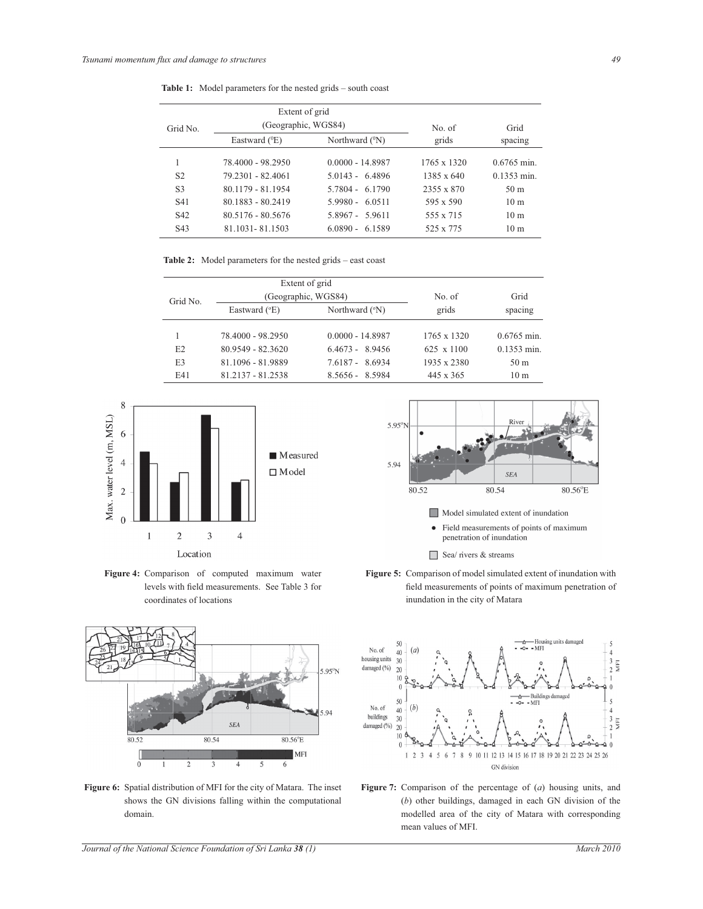**Table 1:** Model parameters for the nested grids – south coast

| Grid No. | Extent of grid (Geographic, WGS84) | | No. of grids | Grid spacing |
|---|---|---|---|---|
| | Eastward (⁰E) | Northward (⁰N) | | |
| 1 | 78.4000 - 98.2950 | 0.0000 - 14.8987 | 1765 x 1320 | 0.6765 min. |
| S2 | 79.2301 - 82.4061 | 5.0143 - 6.4896 | 1385 x 640 | 0.1353 min. |
| S3 | 80.1179 - 81.1954 | 5.7804 - 6.1790 | 2355 x 870 | 50 m |
| S41 | 80.1883 - 80.2419 | 5.9980 - 6.0511 | 595 x 590 | 10 m |
| S42 | 80.5176 - 80.5676 | 5.8967 - 5.9611 | 555 x 715 | 10 m |
| S43 | 81.1031- 81.1503 | 6.0890 - 6.1589 | 525 x 775 | 10 m |

**Table 2:** Model parameters for the nested grids – east coast

| Grid No. | Extent of grid (Geographic, WGS84) | | No. of grids | Grid spacing |
|---|---|---|---|---|
| | Eastward (°E) | Northward (°N) | | |
| 1 | 78.4000 - 98.2950 | 0.0000 - 14.8987 | 1765 x 1320 | 0.6765 min. |
| E2 | 80.9549 - 82.3620 | 6.4673 - 8.9456 | 625 x 1100 | 0.1353 min. |
| E3 | 81.1096 - 81.9889 | 7.6187 - 8.6934 | 1935 x 2380 | 50 m |
| E41 | 81.2137 - 81.2538 | 8.5656 - 8.5984 | 445 x 365 | 10 m |

**Figure 4:** Comparison of computed maximum water levels with field measurements. See Table 3 for coordinates of locations

**Figure 5:** Comparison of model simulated extent of inundation with field measurements of points of maximum penetration of inundation in the city of Matara

**Figure 6:** Spatial distribution of MFI for the city of Matara. The inset shows the GN divisions falling within the computational domain.

**Figure 7:** Comparison of the percentage of (*a*) housing units, and (*b*) other buildings, damaged in each GN division of the modelled area of the city of Matara with corresponding mean values of MFI.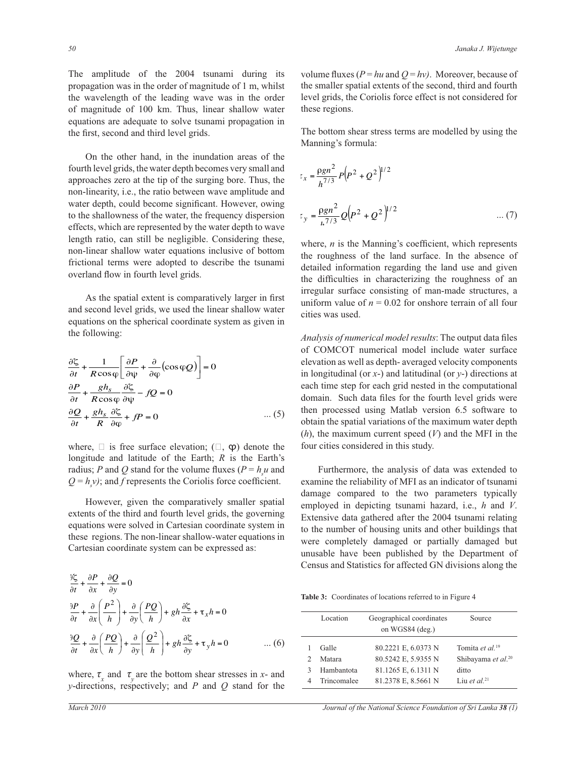The amplitude of the 2004 tsunami during its propagation was in the order of magnitude of 1 m, whilst the wavelength of the leading wave was in the order of magnitude of 100 km. Thus, linear shallow water equations are adequate to solve tsunami propagation in the first, second and third level grids.

On the other hand, in the inundation areas of the fourth level grids, the water depth becomes very small and approaches zero at the tip of the surging bore. Thus, the non-linearity, i.e., the ratio between wave amplitude and water depth, could become significant. However, owing to the shallowness of the water, the frequency dispersion effects, which are represented by the water depth to wave length ratio, can still be negligible. Considering these, non-linear shallow water equations inclusive of bottom frictional terms were adopted to describe the tsunami overland flow in fourth level grids.

As the spatial extent is comparatively larger in first and second level grids, we used the linear shallow water equations on the spherical coordinate system as given in the following:

$$\frac{\partial \zeta}{\partial t} + \frac{1}{R\cos\varphi}\left[\frac{\partial P}{\partial \psi} + \frac{\partial}{\partial \varphi}(\cos\varphi Q)\right] = 0$$
$$\frac{\partial P}{\partial t} + \frac{g h_s}{R\cos\varphi}\frac{\partial \zeta}{\partial \psi} - fQ = 0$$
$$\frac{\partial Q}{\partial t} + \frac{g h_s}{R}\frac{\partial \zeta}{\partial \varphi} + fP = 0 \qquad \text{... (5)}$$

where, $\zeta$ is free surface elevation; ($\psi$, $\varphi$) denote the longitude and latitude of the Earth; $R$ is the Earth's radius; $P$ and $Q$ stand for the volume fluxes ($P = h_s u$ and $Q = h_s v$); and $f$ represents the Coriolis force coefficient.

However, given the comparatively smaller spatial extents of the third and fourth level grids, the governing equations were solved in Cartesian coordinate system in these regions. The non-linear shallow-water equations in Cartesian coordinate system can be expressed as:

$$\frac{\partial \zeta}{\partial t} + \frac{\partial P}{\partial x} + \frac{\partial Q}{\partial y} = 0$$
$$\frac{\partial P}{\partial t} + \frac{\partial}{\partial x}\left(\frac{P^2}{h}\right) + \frac{\partial}{\partial y}\left(\frac{PQ}{h}\right) + gh\frac{\partial \zeta}{\partial x} + \tau_x h = 0$$
$$\frac{\partial Q}{\partial t} + \frac{\partial}{\partial x}\left(\frac{PQ}{h}\right) + \frac{\partial}{\partial y}\left(\frac{Q^2}{h}\right) + gh\frac{\partial \zeta}{\partial y} + \tau_y h = 0 \qquad \text{... (6)}$$

where, $\tau_x$ and $\tau_y$ are the bottom shear stresses in $x$- and $y$-directions, respectively; and $P$ and $Q$ stand for the volume fluxes ($P = hu$ and $Q = hv$). Moreover, because of the smaller spatial extents of the second, third and fourth level grids, the Coriolis force effect is not considered for these regions.

The bottom shear stress terms are modelled by using the Manning's formula:

$$\tau_x = \frac{\rho g n^2}{h^{7/3}} P\left(P^2 + Q^2\right)^{1/2}$$
$$\tau_y = \frac{\rho g n^2}{h^{7/3}} Q\left(P^2 + Q^2\right)^{1/2} \qquad \text{... (7)}$$

where, $n$ is the Manning's coefficient, which represents the roughness of the land surface. In the absence of detailed information regarding the land use and given the difficulties in characterizing the roughness of an irregular surface consisting of man-made structures, a uniform value of $n = 0.02$ for onshore terrain of all four cities was used.

*Analysis of numerical model results*: The output data files of COMCOT numerical model include water surface elevation as well as depth- averaged velocity components in longitudinal (or $x$-) and latitudinal (or $y$-) directions at each time step for each grid nested in the computational domain. Such data files for the fourth level grids were then processed using Matlab version 6.5 software to obtain the spatial variations of the maximum water depth ($h$), the maximum current speed ($V$) and the MFI in the four cities considered in this study.

Furthermore, the analysis of data was extended to examine the reliability of MFI as an indicator of tsunami damage compared to the two parameters typically employed in depicting tsunami hazard, i.e., $h$ and $V$. Extensive data gathered after the 2004 tsunami relating to the number of housing units and other buildings that were completely damaged or partially damaged but unusable have been published by the Department of Census and Statistics for affected GN divisions along the

**Table 3:** Coordinates of locations referred to in Figure 4

| | Location | Geographical coordinates on WGS84 (deg.) | Source |
|---|---|---|---|
| 1 | Galle | 80.2221 E, 6.0373 N | Tomita *et al.*[19] |
| 2 | Matara | 80.5242 E, 5.9355 N | Shibayama *et al.*[20] |
| 3 | Hambantota | 81.1265 E, 6.1311 N | ditto |
| 4 | Trincomalee | 81.2378 E, 8.5661 N | Liu *et al.*[21] |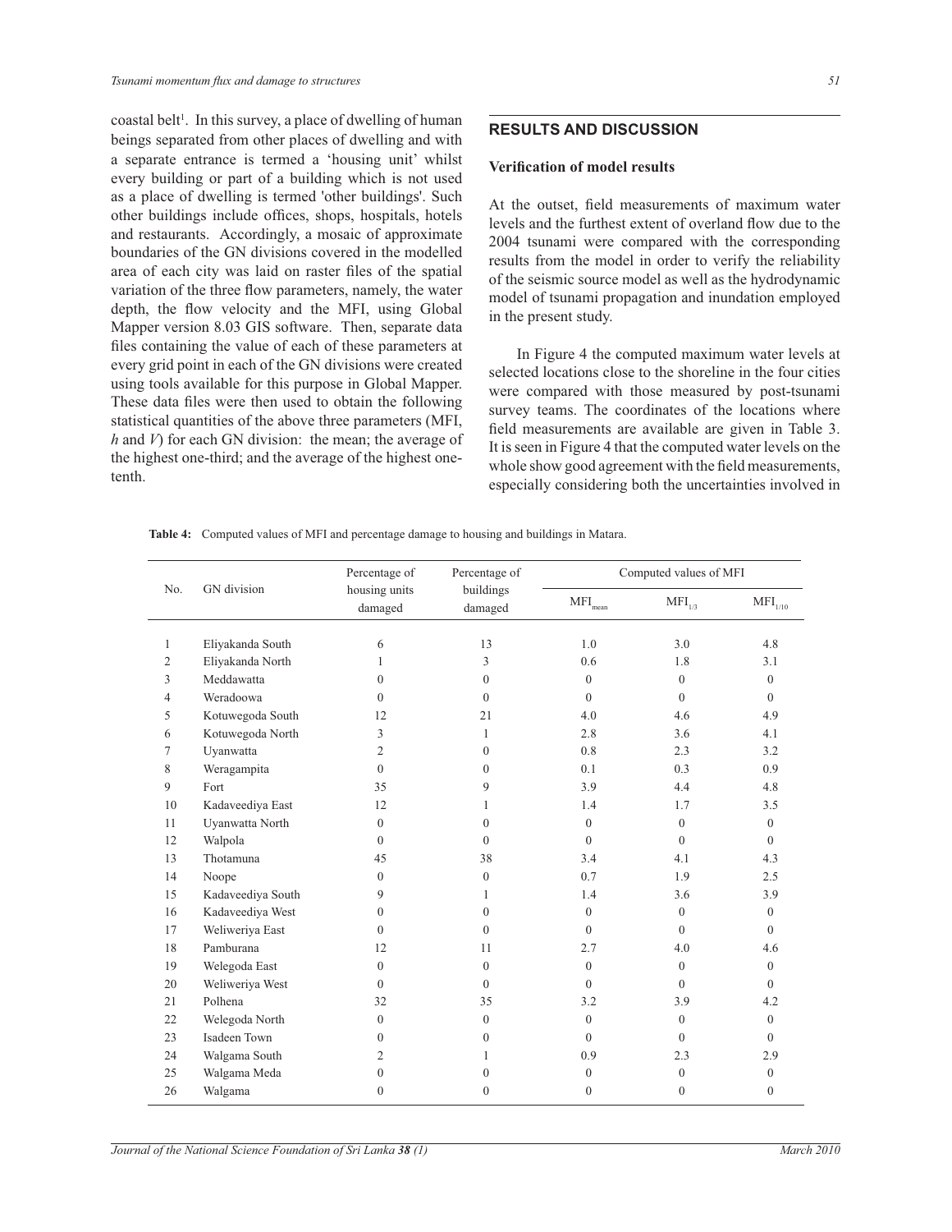coastal belt[1]. In this survey, a place of dwelling of human beings separated from other places of dwelling and with a separate entrance is termed a 'housing unit' whilst every building or part of a building which is not used as a place of dwelling is termed 'other buildings'. Such other buildings include offices, shops, hospitals, hotels and restaurants. Accordingly, a mosaic of approximate boundaries of the GN divisions covered in the modelled area of each city was laid on raster files of the spatial variation of the three flow parameters, namely, the water depth, the flow velocity and the MFI, using Global Mapper version 8.03 GIS software. Then, separate data files containing the value of each of these parameters at every grid point in each of the GN divisions were created using tools available for this purpose in Global Mapper. These data files were then used to obtain the following statistical quantities of the above three parameters (MFI, $h$ and $V$) for each GN division: the mean; the average of the highest one-third; and the average of the highest one-tenth.

## RESULTS AND DISCUSSION

### Verification of model results

At the outset, field measurements of maximum water levels and the furthest extent of overland flow due to the 2004 tsunami were compared with the corresponding results from the model in order to verify the reliability of the seismic source model as well as the hydrodynamic model of tsunami propagation and inundation employed in the present study.

In Figure 4 the computed maximum water levels at selected locations close to the shoreline in the four cities were compared with those measured by post-tsunami survey teams. The coordinates of the locations where field measurements are available are given in Table 3. It is seen in Figure 4 that the computed water levels on the whole show good agreement with the field measurements, especially considering both the uncertainties involved in

**Table 4:** Computed values of MFI and percentage damage to housing and buildings in Matara.

| No. | GN division | Percentage of housing units damaged | Percentage of buildings damaged | Computed values of MFI | | |
|---|---|---|---|---|---|---|
| | | | | $MFI_{mean}$ | $MFI_{1/3}$ | $MFI_{1/10}$ |
| 1 | Eliyakanda South | 6 | 13 | 1.0 | 3.0 | 4.8 |
| 2 | Eliyakanda North | 1 | 3 | 0.6 | 1.8 | 3.1 |
| 3 | Meddawatta | 0 | 0 | 0 | 0 | 0 |
| 4 | Weradoowa | 0 | 0 | 0 | 0 | 0 |
| 5 | Kotuwegoda South | 12 | 21 | 4.0 | 4.6 | 4.9 |
| 6 | Kotuwegoda North | 3 | 1 | 2.8 | 3.6 | 4.1 |
| 7 | Uyanwatta | 2 | 0 | 0.8 | 2.3 | 3.2 |
| 8 | Weragampita | 0 | 0 | 0.1 | 0.3 | 0.9 |
| 9 | Fort | 35 | 9 | 3.9 | 4.4 | 4.8 |
| 10 | Kadaveediya East | 12 | 1 | 1.4 | 1.7 | 3.5 |
| 11 | Uyanwatta North | 0 | 0 | 0 | 0 | 0 |
| 12 | Walpola | 0 | 0 | 0 | 0 | 0 |
| 13 | Thotamuna | 45 | 38 | 3.4 | 4.1 | 4.3 |
| 14 | Noope | 0 | 0 | 0.7 | 1.9 | 2.5 |
| 15 | Kadaveediya South | 9 | 1 | 1.4 | 3.6 | 3.9 |
| 16 | Kadaveediya West | 0 | 0 | 0 | 0 | 0 |
| 17 | Weliweriya East | 0 | 0 | 0 | 0 | 0 |
| 18 | Pamburana | 12 | 11 | 2.7 | 4.0 | 4.6 |
| 19 | Welegoda East | 0 | 0 | 0 | 0 | 0 |
| 20 | Weliweriya West | 0 | 0 | 0 | 0 | 0 |
| 21 | Polhena | 32 | 35 | 3.2 | 3.9 | 4.2 |
| 22 | Welegoda North | 0 | 0 | 0 | 0 | 0 |
| 23 | Isadeen Town | 0 | 0 | 0 | 0 | 0 |
| 24 | Walgama South | 2 | 1 | 0.9 | 2.3 | 2.9 |
| 25 | Walgama Meda | 0 | 0 | 0 | 0 | 0 |
| 26 | Walgama | 0 | 0 | 0 | 0 | 0 |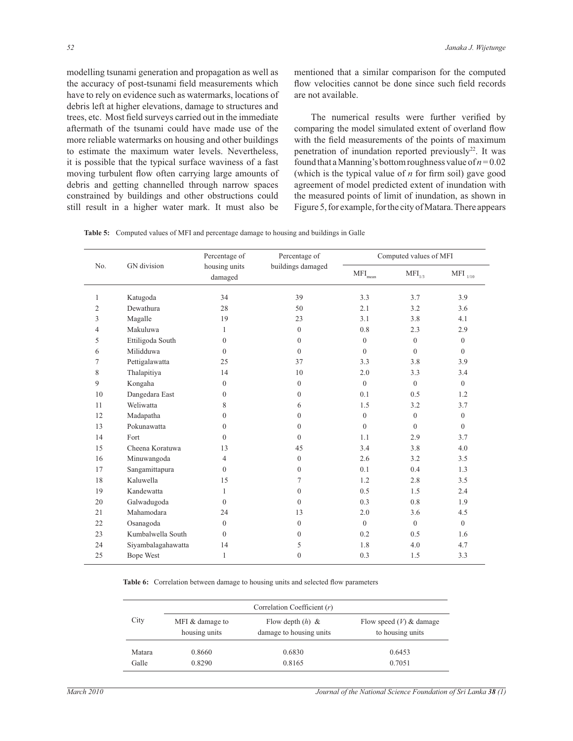modelling tsunami generation and propagation as well as the accuracy of post-tsunami field measurements which have to rely on evidence such as watermarks, locations of debris left at higher elevations, damage to structures and trees, etc. Most field surveys carried out in the immediate aftermath of the tsunami could have made use of the more reliable watermarks on housing and other buildings to estimate the maximum water levels. Nevertheless, it is possible that the typical surface waviness of a fast moving turbulent flow often carrying large amounts of debris and getting channelled through narrow spaces constrained by buildings and other obstructions could still result in a higher water mark. It must also be mentioned that a similar comparison for the computed flow velocities cannot be done since such field records are not available.

The numerical results were further verified by comparing the model simulated extent of overland flow with the field measurements of the points of maximum penetration of inundation reported previously[22]. It was found that a Manning's bottom roughness value of $n = 0.02$ (which is the typical value of $n$ for firm soil) gave good agreement of model predicted extent of inundation with the measured points of limit of inundation, as shown in Figure 5, for example, for the city of Matara. There appears

**Table 5:** Computed values of MFI and percentage damage to housing and buildings in Galle

| No. | GN division | Percentage of housing units damaged | Percentage of buildings damaged | Computed values of MFI | | |
|---|---|---|---|---|---|---|
| | | | | $MFI_{mean}$ | $MFI_{1/3}$ | $MFI_{1/10}$ |
| 1 | Katugoda | 34 | 39 | 3.3 | 3.7 | 3.9 |
| 2 | Dewathura | 28 | 50 | 2.1 | 3.2 | 3.6 |
| 3 | Magalle | 19 | 23 | 3.1 | 3.8 | 4.1 |
| 4 | Makuluwa | 1 | 0 | 0.8 | 2.3 | 2.9 |
| 5 | Ettiligoda South | 0 | 0 | 0 | 0 | 0 |
| 6 | Milidduwa | 0 | 0 | 0 | 0 | 0 |
| 7 | Pettigalawatta | 25 | 37 | 3.3 | 3.8 | 3.9 |
| 8 | Thalapitiya | 14 | 10 | 2.0 | 3.3 | 3.4 |
| 9 | Kongaha | 0 | 0 | 0 | 0 | 0 |
| 10 | Dangedara East | 0 | 0 | 0.1 | 0.5 | 1.2 |
| 11 | Weliwatta | 8 | 6 | 1.5 | 3.2 | 3.7 |
| 12 | Madapatha | 0 | 0 | 0 | 0 | 0 |
| 13 | Pokunawatta | 0 | 0 | 0 | 0 | 0 |
| 14 | Fort | 0 | 0 | 1.1 | 2.9 | 3.7 |
| 15 | Cheena Koratuwa | 13 | 45 | 3.4 | 3.8 | 4.0 |
| 16 | Minuwangoda | 4 | 0 | 2.6 | 3.2 | 3.5 |
| 17 | Sangamittapura | 0 | 0 | 0.1 | 0.4 | 1.3 |
| 18 | Kaluwella | 15 | 7 | 1.2 | 2.8 | 3.5 |
| 19 | Kandewatta | 1 | 0 | 0.5 | 1.5 | 2.4 |
| 20 | Galwadugoda | 0 | 0 | 0.3 | 0.8 | 1.9 |
| 21 | Mahamodara | 24 | 13 | 2.0 | 3.6 | 4.5 |
| 22 | Osanagoda | 0 | 0 | 0 | 0 | 0 |
| 23 | Kumbalwella South | 0 | 0 | 0.2 | 0.5 | 1.6 |
| 24 | Siyambalagahawatta | 14 | 5 | 1.8 | 4.0 | 4.7 |
| 25 | Bope West | 1 | 0 | 0.3 | 1.5 | 3.3 |

**Table 6:** Correlation between damage to housing units and selected flow parameters

| City | Correlation Coefficient ($r$) | | |
|---|---|---|---|
| | MFI & damage to housing units | Flow depth ($h$) & damage to housing units | Flow speed ($V$) & damage to housing units |
| Matara | 0.8660 | 0.6830 | 0.6453 |
| Galle | 0.8290 | 0.8165 | 0.7051 |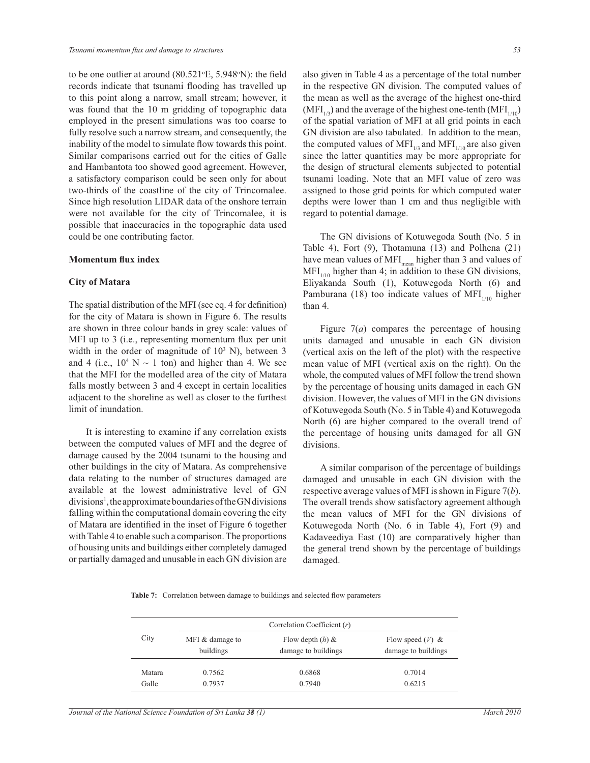to be one outlier at around (80.521°E, 5.948°N): the field records indicate that tsunami flooding has travelled up to this point along a narrow, small stream; however, it was found that the 10 m gridding of topographic data employed in the present simulations was too coarse to fully resolve such a narrow stream, and consequently, the inability of the model to simulate flow towards this point. Similar comparisons carried out for the cities of Galle and Hambantota too showed good agreement. However, a satisfactory comparison could be seen only for about two-thirds of the coastline of the city of Trincomalee. Since high resolution LIDAR data of the onshore terrain were not available for the city of Trincomalee, it is possible that inaccuracies in the topographic data used could be one contributing factor.

### Momentum flux index

### City of Matara

The spatial distribution of the MFI (see eq. 4 for definition) for the city of Matara is shown in Figure 6. The results are shown in three colour bands in grey scale: values of MFI up to 3 (i.e., representing momentum flux per unit width in the order of magnitude of $10^3$ N), between 3 and 4 (i.e., $10^4$ N ~ 1 ton) and higher than 4. We see that the MFI for the modelled area of the city of Matara falls mostly between 3 and 4 except in certain localities adjacent to the shoreline as well as closer to the furthest limit of inundation.

It is interesting to examine if any correlation exists between the computed values of MFI and the degree of damage caused by the 2004 tsunami to the housing and other buildings in the city of Matara. As comprehensive data relating to the number of structures damaged are available at the lowest administrative level of GN divisions[1], the approximate boundaries of the GN divisions falling within the computational domain covering the city of Matara are identified in the inset of Figure 6 together with Table 4 to enable such a comparison. The proportions of housing units and buildings either completely damaged or partially damaged and unusable in each GN division are also given in Table 4 as a percentage of the total number in the respective GN division. The computed values of the mean as well as the average of the highest one-third ($MFI_{1/3}$) and the average of the highest one-tenth ($MFI_{1/10}$) of the spatial variation of MFI at all grid points in each GN division are also tabulated. In addition to the mean, the computed values of $MFI_{1/3}$ and $MFI_{1/10}$ are also given since the latter quantities may be more appropriate for the design of structural elements subjected to potential tsunami loading. Note that an MFI value of zero was assigned to those grid points for which computed water depths were lower than 1 cm and thus negligible with regard to potential damage.

The GN divisions of Kotuwegoda South (No. 5 in Table 4), Fort (9), Thotamuna (13) and Polhena (21) have mean values of $MFI_{mean}$ higher than 3 and values of $MFI_{1/10}$ higher than 4; in addition to these GN divisions, Eliyakanda South (1), Kotuwegoda North (6) and Pamburana (18) too indicate values of $MFI_{1/10}$ higher than 4.

Figure 7(*a*) compares the percentage of housing units damaged and unusable in each GN division (vertical axis on the left of the plot) with the respective mean value of MFI (vertical axis on the right). On the whole, the computed values of MFI follow the trend shown by the percentage of housing units damaged in each GN division. However, the values of MFI in the GN divisions of Kotuwegoda South (No. 5 in Table 4) and Kotuwegoda North (6) are higher compared to the overall trend of the percentage of housing units damaged for all GN divisions.

A similar comparison of the percentage of buildings damaged and unusable in each GN division with the respective average values of MFI is shown in Figure 7(*b*). The overall trends show satisfactory agreement although the mean values of MFI for the GN divisions of Kotuwegoda North (No. 6 in Table 4), Fort (9) and Kadaveediya East (10) are comparatively higher than the general trend shown by the percentage of buildings damaged.

**Table 7:** Correlation between damage to buildings and selected flow parameters

| City | Correlation Coefficient (*r*) | | |
|---|---|---|---|
| | MFI & damage to buildings | Flow depth (*h*) & damage to buildings | Flow speed (*V*) & damage to buildings |
| Matara | 0.7562 | 0.6868 | 0.7014 |
| Galle | 0.7937 | 0.7940 | 0.6215 |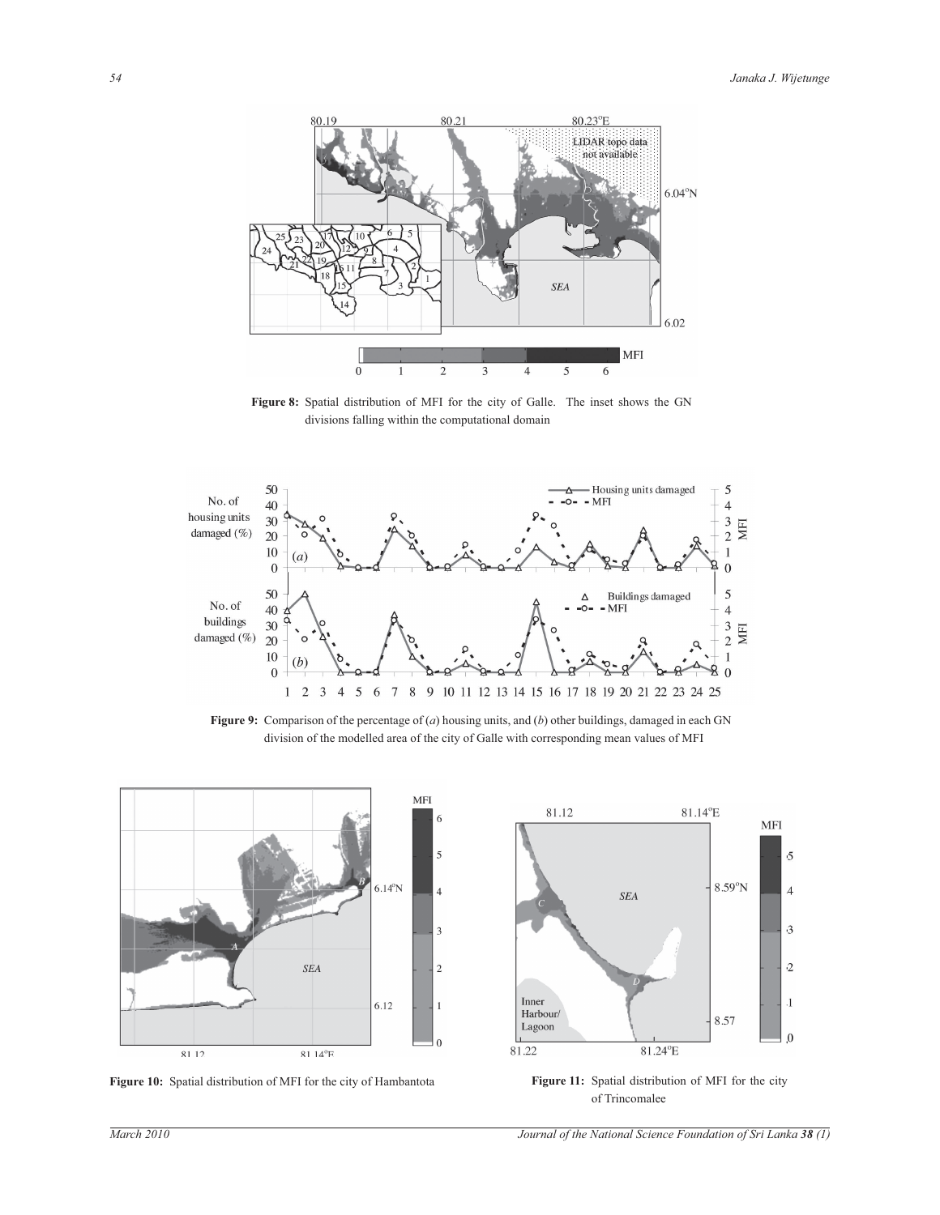**Figure 8:** Spatial distribution of MFI for the city of Galle. The inset shows the GN divisions falling within the computational domain

**Figure 9:** Comparison of the percentage of (*a*) housing units, and (*b*) other buildings, damaged in each GN division of the modelled area of the city of Galle with corresponding mean values of MFI

**Figure 10:** Spatial distribution of MFI for the city of Hambantota

**Figure 11:** Spatial distribution of MFI for the city of Trincomalee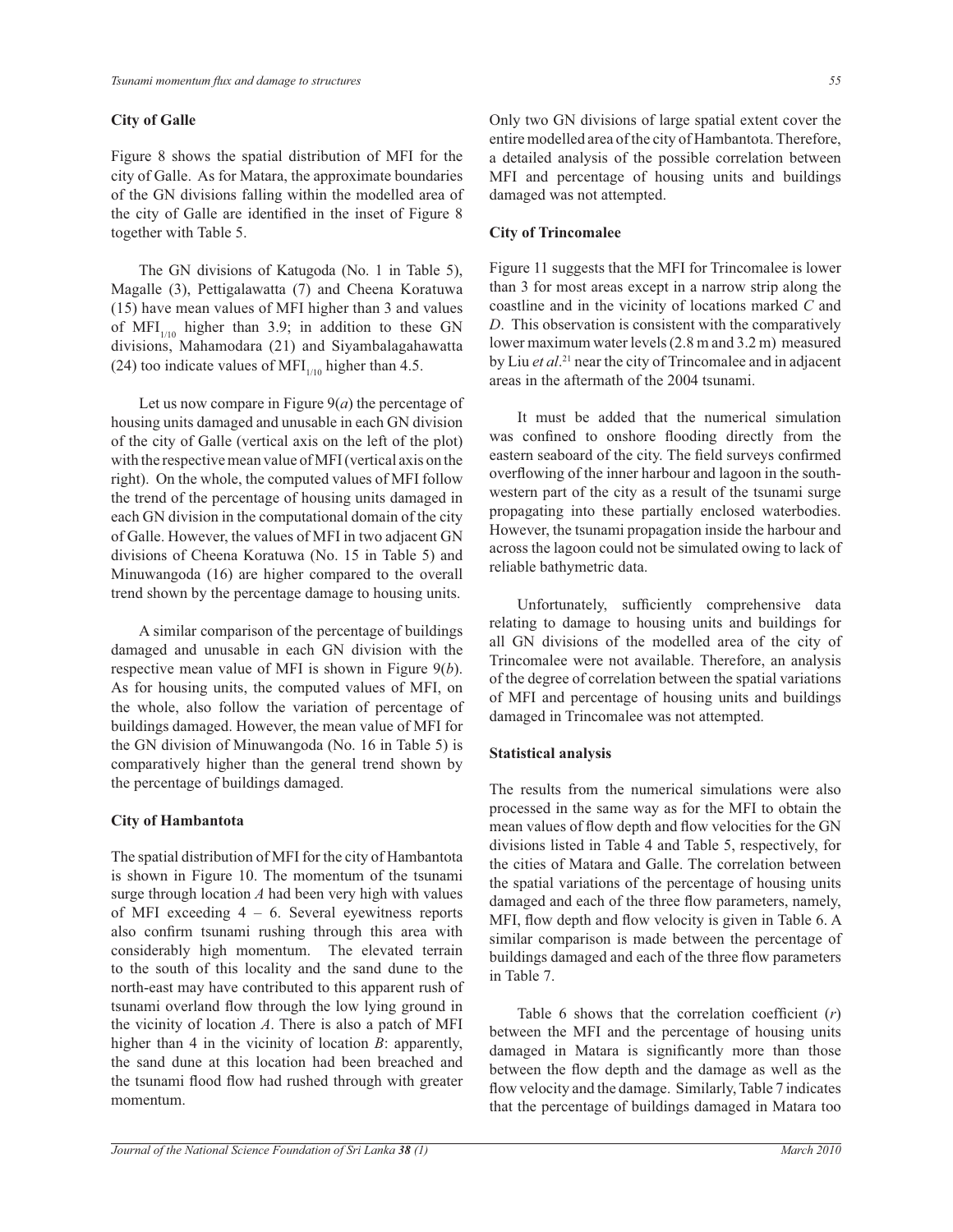### City of Galle

Figure 8 shows the spatial distribution of MFI for the city of Galle. As for Matara, the approximate boundaries of the GN divisions falling within the modelled area of the city of Galle are identified in the inset of Figure 8 together with Table 5.

The GN divisions of Katugoda (No. 1 in Table 5), Magalle (3), Pettigalawatta (7) and Cheena Koratuwa (15) have mean values of MFI higher than 3 and values of $MFI_{1/10}$ higher than 3.9; in addition to these GN divisions, Mahamodara (21) and Siyambalagahawatta (24) too indicate values of $MFI_{1/10}$ higher than 4.5.

Let us now compare in Figure 9(*a*) the percentage of housing units damaged and unusable in each GN division of the city of Galle (vertical axis on the left of the plot) with the respective mean value of MFI (vertical axis on the right). On the whole, the computed values of MFI follow the trend of the percentage of housing units damaged in each GN division in the computational domain of the city of Galle. However, the values of MFI in two adjacent GN divisions of Cheena Koratuwa (No. 15 in Table 5) and Minuwangoda (16) are higher compared to the overall trend shown by the percentage damage to housing units.

A similar comparison of the percentage of buildings damaged and unusable in each GN division with the respective mean value of MFI is shown in Figure 9(*b*). As for housing units, the computed values of MFI, on the whole, also follow the variation of percentage of buildings damaged. However, the mean value of MFI for the GN division of Minuwangoda (No. 16 in Table 5) is comparatively higher than the general trend shown by the percentage of buildings damaged.

### City of Hambantota

The spatial distribution of MFI for the city of Hambantota is shown in Figure 10. The momentum of the tsunami surge through location *A* had been very high with values of MFI exceeding 4 – 6. Several eyewitness reports also confirm tsunami rushing through this area with considerably high momentum. The elevated terrain to the south of this locality and the sand dune to the north-east may have contributed to this apparent rush of tsunami overland flow through the low lying ground in the vicinity of location *A*. There is also a patch of MFI higher than 4 in the vicinity of location *B*: apparently, the sand dune at this location had been breached and the tsunami flood flow had rushed through with greater momentum.

Only two GN divisions of large spatial extent cover the entire modelled area of the city of Hambantota. Therefore, a detailed analysis of the possible correlation between MFI and percentage of housing units and buildings damaged was not attempted.

### City of Trincomalee

Figure 11 suggests that the MFI for Trincomalee is lower than 3 for most areas except in a narrow strip along the coastline and in the vicinity of locations marked *C* and *D*. This observation is consistent with the comparatively lower maximum water levels (2.8 m and 3.2 m) measured by Liu *et al*.[21] near the city of Trincomalee and in adjacent areas in the aftermath of the 2004 tsunami.

It must be added that the numerical simulation was confined to onshore flooding directly from the eastern seaboard of the city. The field surveys confirmed overflowing of the inner harbour and lagoon in the south-western part of the city as a result of the tsunami surge propagating into these partially enclosed waterbodies. However, the tsunami propagation inside the harbour and across the lagoon could not be simulated owing to lack of reliable bathymetric data.

Unfortunately, sufficiently comprehensive data relating to damage to housing units and buildings for all GN divisions of the modelled area of the city of Trincomalee were not available. Therefore, an analysis of the degree of correlation between the spatial variations of MFI and percentage of housing units and buildings damaged in Trincomalee was not attempted.

### Statistical analysis

The results from the numerical simulations were also processed in the same way as for the MFI to obtain the mean values of flow depth and flow velocities for the GN divisions listed in Table 4 and Table 5, respectively, for the cities of Matara and Galle. The correlation between the spatial variations of the percentage of housing units damaged and each of the three flow parameters, namely, MFI, flow depth and flow velocity is given in Table 6. A similar comparison is made between the percentage of buildings damaged and each of the three flow parameters in Table 7.

Table 6 shows that the correlation coefficient ($r$) between the MFI and the percentage of housing units damaged in Matara is significantly more than those between the flow depth and the damage as well as the flow velocity and the damage. Similarly, Table 7 indicates that the percentage of buildings damaged in Matara too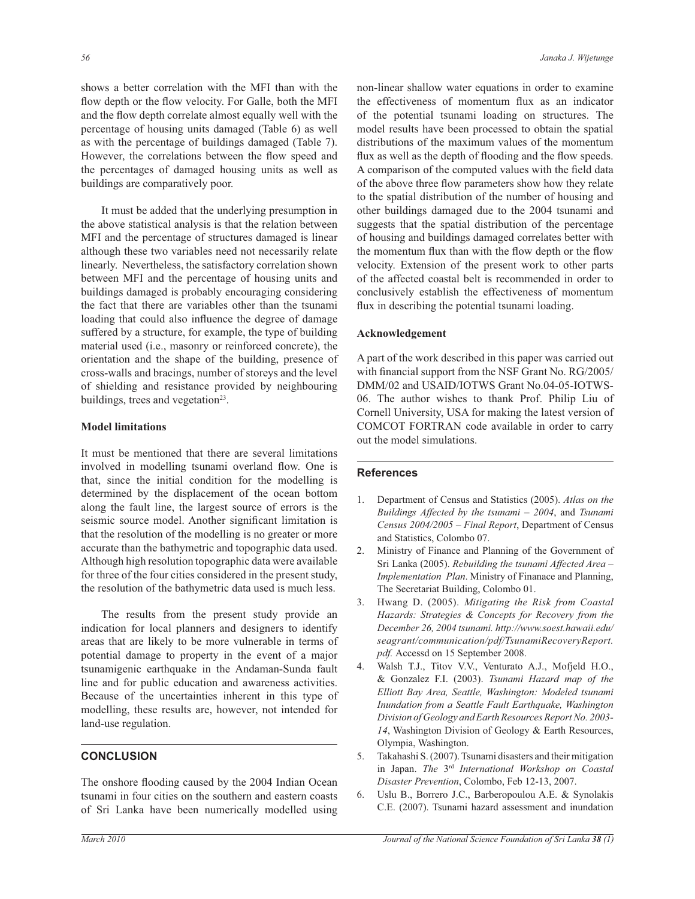shows a better correlation with the MFI than with the flow depth or the flow velocity. For Galle, both the MFI and the flow depth correlate almost equally well with the percentage of housing units damaged (Table 6) as well as with the percentage of buildings damaged (Table 7). However, the correlations between the flow speed and the percentages of damaged housing units as well as buildings are comparatively poor.

It must be added that the underlying presumption in the above statistical analysis is that the relation between MFI and the percentage of structures damaged is linear although these two variables need not necessarily relate linearly. Nevertheless, the satisfactory correlation shown between MFI and the percentage of housing units and buildings damaged is probably encouraging considering the fact that there are variables other than the tsunami loading that could also influence the degree of damage suffered by a structure, for example, the type of building material used (i.e., masonry or reinforced concrete), the orientation and the shape of the building, presence of cross-walls and bracings, number of storeys and the level of shielding and resistance provided by neighbouring buildings, trees and vegetation[23].

**Model limitations**

It must be mentioned that there are several limitations involved in modelling tsunami overland flow. One is that, since the initial condition for the modelling is determined by the displacement of the ocean bottom along the fault line, the largest source of errors is the seismic source model. Another significant limitation is that the resolution of the modelling is no greater or more accurate than the bathymetric and topographic data used. Although high resolution topographic data were available for three of the four cities considered in the present study, the resolution of the bathymetric data used is much less.

The results from the present study provide an indication for local planners and designers to identify areas that are likely to be more vulnerable in terms of potential damage to property in the event of a major tsunamigenic earthquake in the Andaman-Sunda fault line and for public education and awareness activities. Because of the uncertainties inherent in this type of modelling, these results are, however, not intended for land-use regulation.

## CONCLUSION

The onshore flooding caused by the 2004 Indian Ocean tsunami in four cities on the southern and eastern coasts of Sri Lanka have been numerically modelled using non-linear shallow water equations in order to examine the effectiveness of momentum flux as an indicator of the potential tsunami loading on structures. The model results have been processed to obtain the spatial distributions of the maximum values of the momentum flux as well as the depth of flooding and the flow speeds. A comparison of the computed values with the field data of the above three flow parameters show how they relate to the spatial distribution of the number of housing and other buildings damaged due to the 2004 tsunami and suggests that the spatial distribution of the percentage of housing and buildings damaged correlates better with the momentum flux than with the flow depth or the flow velocity. Extension of the present work to other parts of the affected coastal belt is recommended in order to conclusively establish the effectiveness of momentum flux in describing the potential tsunami loading.

**Acknowledgement**

A part of the work described in this paper was carried out with financial support from the NSF Grant No. RG/2005/DMM/02 and USAID/IOTWS Grant No.04-05-IOTWS-06. The author wishes to thank Prof. Philip Liu of Cornell University, USA for making the latest version of COMCOT FORTRAN code available in order to carry out the model simulations.

## References

1. Department of Census and Statistics (2005). *Atlas on the Buildings Affected by the tsunami – 2004*, and *Tsunami Census 2004/2005 – Final Report*, Department of Census and Statistics, Colombo 07.
2. Ministry of Finance and Planning of the Government of Sri Lanka (2005). *Rebuilding the tsunami Affected Area – Implementation Plan*. Ministry of Finanace and Planning, The Secretariat Building, Colombo 01.
3. Hwang D. (2005). *Mitigating the Risk from Coastal Hazards: Strategies & Concepts for Recovery from the December 26, 2004 tsunami. http://www.soest.hawaii.edu/seagrant/communication/pdf/TsunamiRecoveryReport.pdf.* Accessd on 15 September 2008.
4. Walsh T.J., Titov V.V., Venturato A.J., Mofjeld H.O., & Gonzalez F.I. (2003). *Tsunami Hazard map of the Elliott Bay Area, Seattle, Washington: Modeled tsunami Inundation from a Seattle Fault Earthquake, Washington Division of Geology and Earth Resources Report No. 2003-14*, Washington Division of Geology & Earth Resources, Olympia, Washington.
5. Takahashi S. (2007). Tsunami disasters and their mitigation in Japan. *The 3rd International Workshop on Coastal Disaster Prevention*, Colombo, Feb 12-13, 2007.
6. Uslu B., Borrero J.C., Barberopoulou A.E. & Synolakis C.E. (2007). Tsunami hazard assessment and inundation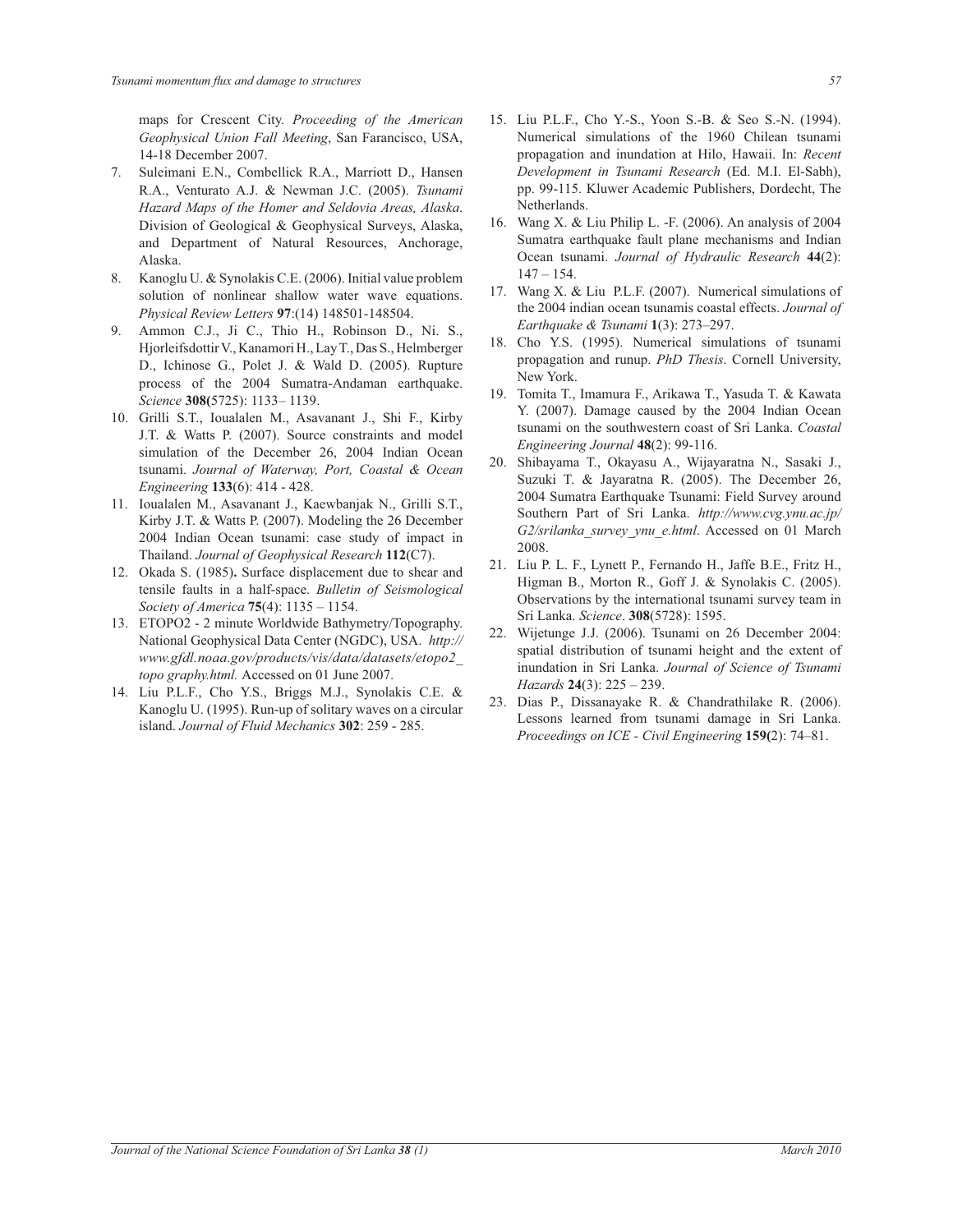maps for Crescent City. *Proceeding of the American Geophysical Union Fall Meeting*, San Farancisco, USA, 14-18 December 2007.

7. Suleimani E.N., Combellick R.A., Marriott D., Hansen R.A., Venturato A.J. & Newman J.C. (2005). *Tsunami Hazard Maps of the Homer and Seldovia Areas, Alaska*. Division of Geological & Geophysical Surveys, Alaska, and Department of Natural Resources, Anchorage, Alaska.
8. Kanoglu U. & Synolakis C.E. (2006). Initial value problem solution of nonlinear shallow water wave equations. *Physical Review Letters* **97**:(14) 148501-148504.
9. Ammon C.J., Ji C., Thio H., Robinson D., Ni. S., Hjorleifsdottir V., Kanamori H., Lay T., Das S., Helmberger D., Ichinose G., Polet J. & Wald D. (2005). Rupture process of the 2004 Sumatra-Andaman earthquake. *Science* **308(**5725): 1133– 1139.
10. Grilli S.T., Ioualalen M., Asavanant J., Shi F., Kirby J.T. & Watts P. (2007). Source constraints and model simulation of the December 26, 2004 Indian Ocean tsunami. *Journal of Waterway, Port, Coastal & Ocean Engineering* **133**(6): 414 - 428.
11. Ioualalen M., Asavanant J., Kaewbanjak N., Grilli S.T., Kirby J.T. & Watts P. (2007). Modeling the 26 December 2004 Indian Ocean tsunami: case study of impact in Thailand. *Journal of Geophysical Research* **112**(C7).
12. Okada S. (1985)**.** Surface displacement due to shear and tensile faults in a half-space. *Bulletin of Seismological Society of America* **75**(4): 1135 – 1154.
13. ETOPO2 - 2 minute Worldwide Bathymetry/Topography. National Geophysical Data Center (NGDC), USA. *http://www.gfdl.noaa.gov/products/vis/data/datasets/etopo2_topo graphy.html.* Accessed on 01 June 2007.
14. Liu P.L.F., Cho Y.S., Briggs M.J., Synolakis C.E. & Kanoglu U. (1995). Run-up of solitary waves on a circular island. *Journal of Fluid Mechanics* **302**: 259 - 285.
15. Liu P.L.F., Cho Y.-S., Yoon S.-B. & Seo S.-N. (1994). Numerical simulations of the 1960 Chilean tsunami propagation and inundation at Hilo, Hawaii. In: *Recent Development in Tsunami Research* (Ed. M.I. El-Sabh), pp. 99-115. Kluwer Academic Publishers, Dordecht, The Netherlands.
16. Wang X. & Liu Philip L. -F. (2006). An analysis of 2004 Sumatra earthquake fault plane mechanisms and Indian Ocean tsunami. *Journal of Hydraulic Research* **44**(2): 147 – 154.
17. Wang X. & Liu P.L.F. (2007). Numerical simulations of the 2004 indian ocean tsunamis coastal effects. *Journal of Earthquake & Tsunami* **1**(3): 273–297.
18. Cho Y.S. (1995). Numerical simulations of tsunami propagation and runup. *PhD Thesis*. Cornell University, New York.
19. Tomita T., Imamura F., Arikawa T., Yasuda T. & Kawata Y. (2007). Damage caused by the 2004 Indian Ocean tsunami on the southwestern coast of Sri Lanka. *Coastal Engineering Journal* **48**(2): 99-116.
20. Shibayama T., Okayasu A., Wijayaratna N., Sasaki J., Suzuki T. & Jayaratna R. (2005). The December 26, 2004 Sumatra Earthquake Tsunami: Field Survey around Southern Part of Sri Lanka. *http://www.cvg.ynu.ac.jp/G2/srilanka_survey_ynu_e.html*. Accessed on 01 March 2008.
21. Liu P. L. F., Lynett P., Fernando H., Jaffe B.E., Fritz H., Higman B., Morton R., Goff J. & Synolakis C. (2005). Observations by the international tsunami survey team in Sri Lanka. *Science*. **308**(5728): 1595.
22. Wijetunge J.J. (2006). Tsunami on 26 December 2004: spatial distribution of tsunami height and the extent of inundation in Sri Lanka. *Journal of Science of Tsunami Hazards* **24**(3): 225 – 239.
23. Dias P., Dissanayake R. & Chandrathilake R. (2006). Lessons learned from tsunami damage in Sri Lanka. *Proceedings on ICE - Civil Engineering* **159(**2): 74–81.